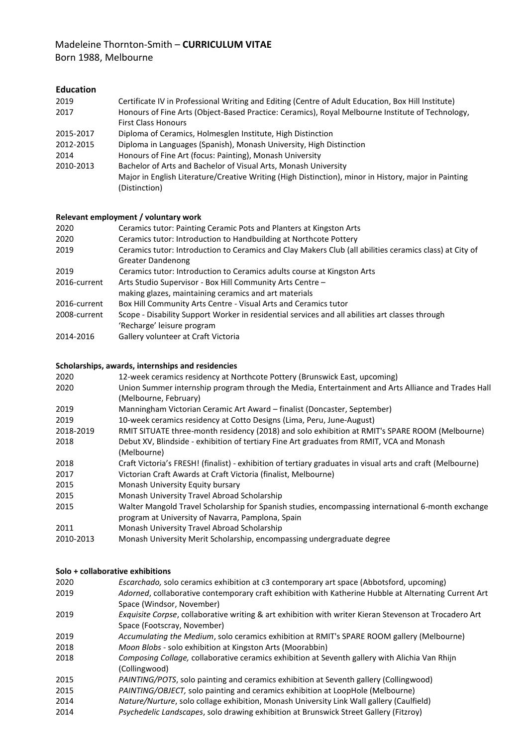# Madeleine Thornton-Smith – **CURRICULUM VITAE**

Born 1988, Melbourne

## Education

| | |
|---|---|
| 2019 | Certificate IV in Professional Writing and Editing (Centre of Adult Education, Box Hill Institute) |
| 2017 | Honours of Fine Arts (Object-Based Practice: Ceramics), Royal Melbourne Institute of Technology, First Class Honours |
| 2015-2017 | Diploma of Ceramics, Holmesglen Institute, High Distinction |
| 2012-2015 | Diploma in Languages (Spanish), Monash University, High Distinction |
| 2014 | Honours of Fine Art (focus: Painting), Monash University |
| 2010-2013 | Bachelor of Arts and Bachelor of Visual Arts, Monash University<br>Major in English Literature/Creative Writing (High Distinction), minor in History, major in Painting (Distinction) |

### Relevant employment / voluntary work

| | |
|---|---|
| 2020 | Ceramics tutor: Painting Ceramic Pots and Planters at Kingston Arts |
| 2020 | Ceramics tutor: Introduction to Handbuilding at Northcote Pottery |
| 2019 | Ceramics tutor: Introduction to Ceramics and Clay Makers Club (all abilities ceramics class) at City of Greater Dandenong |
| 2019 | Ceramics tutor: Introduction to Ceramics adults course at Kingston Arts |
| 2016-current | Arts Studio Supervisor - Box Hill Community Arts Centre – making glazes, maintaining ceramics and art materials |
| 2016-current | Box Hill Community Arts Centre - Visual Arts and Ceramics tutor |
| 2008-current | Scope - Disability Support Worker in residential services and all abilities art classes through 'Recharge' leisure program |
| 2014-2016 | Gallery volunteer at Craft Victoria |

### Scholarships, awards, internships and residencies

| | |
|---|---|
| 2020 | 12-week ceramics residency at Northcote Pottery (Brunswick East, upcoming) |
| 2020 | Union Summer internship program through the Media, Entertainment and Arts Alliance and Trades Hall (Melbourne, February) |
| 2019 | Manningham Victorian Ceramic Art Award – finalist (Doncaster, September) |
| 2019 | 10-week ceramics residency at Cotto Designs (Lima, Peru, June-August) |
| 2018-2019 | RMIT SITUATE three-month residency (2018) and solo exhibition at RMIT's SPARE ROOM (Melbourne) |
| 2018 | Debut XV, Blindside - exhibition of tertiary Fine Art graduates from RMIT, VCA and Monash (Melbourne) |
| 2018 | Craft Victoria's FRESH! (finalist) - exhibition of tertiary graduates in visual arts and craft (Melbourne) |
| 2017 | Victorian Craft Awards at Craft Victoria (finalist, Melbourne) |
| 2015 | Monash University Equity bursary |
| 2015 | Monash University Travel Abroad Scholarship |
| 2015 | Walter Mangold Travel Scholarship for Spanish studies, encompassing international 6-month exchange program at University of Navarra, Pamplona, Spain |
| 2011 | Monash University Travel Abroad Scholarship |
| 2010-2013 | Monash University Merit Scholarship, encompassing undergraduate degree |

### Solo + collaborative exhibitions

| | |
|---|---|
| 2020 | *Escarchado,* solo ceramics exhibition at c3 contemporary art space (Abbotsford, upcoming) |
| 2019 | *Adorned*, collaborative contemporary craft exhibition with Katherine Hubble at Alternating Current Art Space (Windsor, November) |
| 2019 | *Exquisite Corpse*, collaborative writing & art exhibition with writer Kieran Stevenson at Trocadero Art Space (Footscray, November) |
| 2019 | *Accumulating the Medium*, solo ceramics exhibition at RMIT's SPARE ROOM gallery (Melbourne) |
| 2018 | *Moon Blobs* - solo exhibition at Kingston Arts (Moorabbin) |
| 2018 | *Composing Collage,* collaborative ceramics exhibition at Seventh gallery with Alichia Van Rhijn (Collingwood) |
| 2015 | *PAINTING/POTS*, solo painting and ceramics exhibition at Seventh gallery (Collingwood) |
| 2015 | *PAINTING/OBJECT,* solo painting and ceramics exhibition at LoopHole (Melbourne) |
| 2014 | *Nature/Nurture*, solo collage exhibition, Monash University Link Wall gallery (Caulfield) |
| 2014 | *Psychedelic Landscapes*, solo drawing exhibition at Brunswick Street Gallery (Fitzroy) |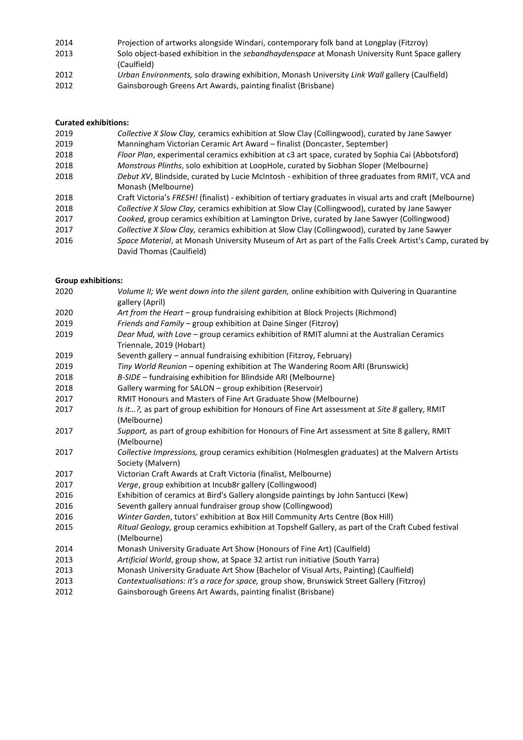2014 Projection of artworks alongside Windari, contemporary folk band at Longplay (Fitzroy)
2013 Solo object-based exhibition in the *sebandhaydenspace* at Monash University Runt Space gallery (Caulfield)
2012 *Urban Environments,* solo drawing exhibition, Monash University *Link Wall* gallery (Caulfield)
2012 Gainsborough Greens Art Awards, painting finalist (Brisbane)

**Curated exhibitions:**

2019 *Collective X Slow Clay,* ceramics exhibition at Slow Clay (Collingwood), curated by Jane Sawyer
2019 Manningham Victorian Ceramic Art Award – finalist (Doncaster, September)
2018 *Floor Plan*, experimental ceramics exhibition at c3 art space, curated by Sophia Cai (Abbotsford)
2018 *Monstrous Plinths*, solo exhibition at LoopHole, curated by Siobhan Sloper (Melbourne)
2018 *Debut XV*, Blindside, curated by Lucie McIntosh - exhibition of three graduates from RMIT, VCA and Monash (Melbourne)
2018 Craft Victoria's *FRESH!* (finalist) - exhibition of tertiary graduates in visual arts and craft (Melbourne)
2018 *Collective X Slow Clay,* ceramics exhibition at Slow Clay (Collingwood), curated by Jane Sawyer
2017 *Cooked*, group ceramics exhibition at Lamington Drive, curated by Jane Sawyer (Collingwood)
2017 *Collective X Slow Clay,* ceramics exhibition at Slow Clay (Collingwood), curated by Jane Sawyer
2016 *Space Material*, at Monash University Museum of Art as part of the Falls Creek Artist's Camp, curated by David Thomas (Caulfield)

**Group exhibitions:**

2020 *Volume II; We went down into the silent garden,* online exhibition with Quivering in Quarantine gallery (April)
2020 *Art from the Heart* – group fundraising exhibition at Block Projects (Richmond)
2019 *Friends and Family* – group exhibition at Daine Singer (Fitzroy)
2019 *Dear Mud, with Love* – group ceramics exhibition of RMIT alumni at the Australian Ceramics Triennale, 2019 (Hobart)
2019 Seventh gallery – annual fundraising exhibition (Fitzroy, February)
2019 *Tiny World Reunion* – opening exhibition at The Wandering Room ARI (Brunswick)
2018 *B-SIDE* – fundraising exhibition for Blindside ARI (Melbourne)
2018 Gallery warming for SALON – group exhibition (Reservoir)
2017 RMIT Honours and Masters of Fine Art Graduate Show (Melbourne)
2017 *Is it…?,* as part of group exhibition for Honours of Fine Art assessment at *Site 8* gallery, RMIT (Melbourne)
2017 *Support,* as part of group exhibition for Honours of Fine Art assessment at Site 8 gallery, RMIT (Melbourne)
2017 *Collective Impressions,* group ceramics exhibition (Holmesglen graduates) at the Malvern Artists Society (Malvern)
2017 Victorian Craft Awards at Craft Victoria (finalist, Melbourne)
2017 *Verge*, group exhibition at Incub8r gallery (Collingwood)
2016 Exhibition of ceramics at Bird's Gallery alongside paintings by John Santucci (Kew)
2016 Seventh gallery annual fundraiser group show (Collingwood)
2016 *Winter Garden*, tutors' exhibition at Box Hill Community Arts Centre (Box Hill)
2015 *Ritual Geology,* group ceramics exhibition at Topshelf Gallery, as part of the Craft Cubed festival (Melbourne)
2014 Monash University Graduate Art Show (Honours of Fine Art) (Caulfield)
2013 *Artificial World*, group show, at Space 32 artist run initiative (South Yarra)
2013 Monash University Graduate Art Show (Bachelor of Visual Arts, Painting) (Caulfield)
2013 *Contextualisations: it's a race for space,* group show, Brunswick Street Gallery (Fitzroy)
2012 Gainsborough Greens Art Awards, painting finalist (Brisbane)